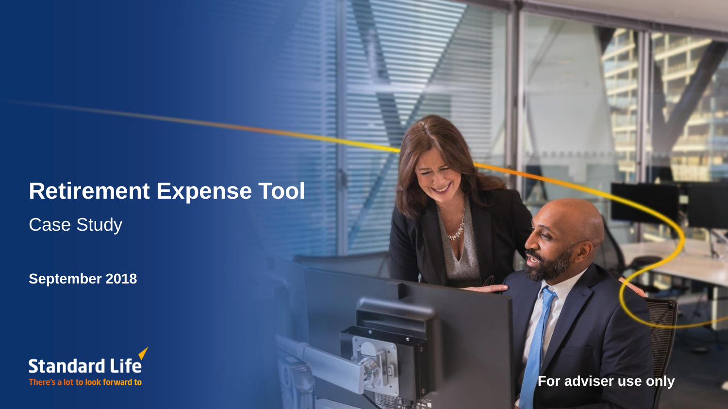# Retirement Expense Tool

Case Study

**September 2018**

Standard Life

There's a lot to look forward to

**For adviser use only**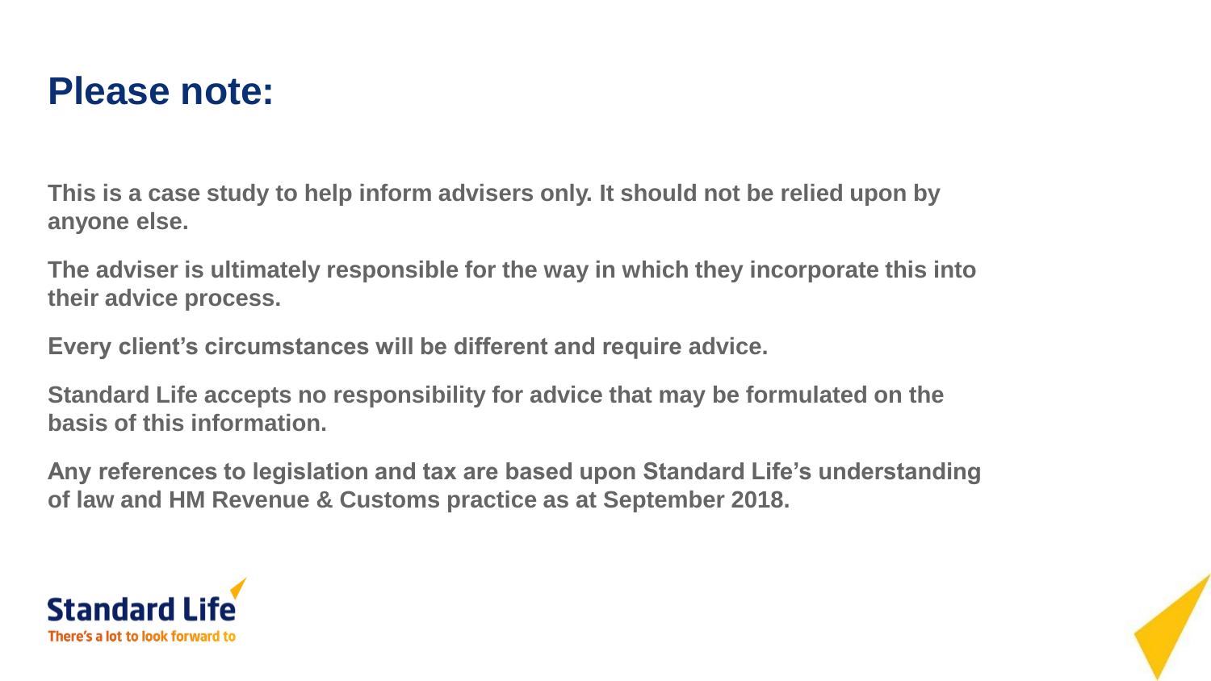# Please note:

This is a case study to help inform advisers only. It should not be relied upon by anyone else.

The adviser is ultimately responsible for the way in which they incorporate this into their advice process.

Every client's circumstances will be different and require advice.

Standard Life accepts no responsibility for advice that may be formulated on the basis of this information.

Any references to legislation and tax are based upon Standard Life's understanding of law and HM Revenue & Customs practice as at September 2018.

Standard Life
There's a lot to look forward to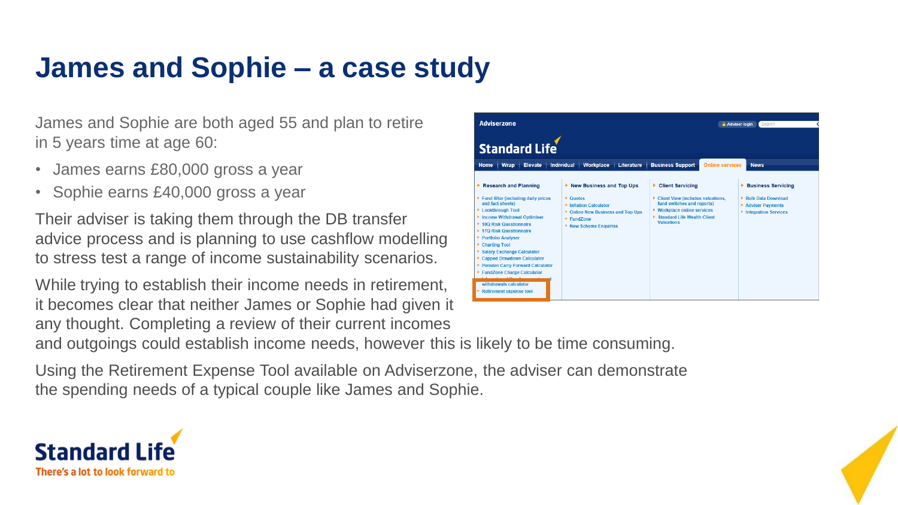# James and Sophie – a case study

James and Sophie are both aged 55 and plan to retire in 5 years time at age 60:

- James earns £80,000 gross a year
- Sophie earns £40,000 gross a year

Their adviser is taking them through the DB transfer advice process and is planning to use cashflow modelling to stress test a range of income sustainability scenarios.

While trying to establish their income needs in retirement, it becomes clear that neither James or Sophie had given it any thought. Completing a review of their current incomes and outgoings could establish income needs, however this is likely to be time consuming.

Using the Retirement Expense Tool available on Adviserzone, the adviser can demonstrate the spending needs of a typical couple like James and Sophie.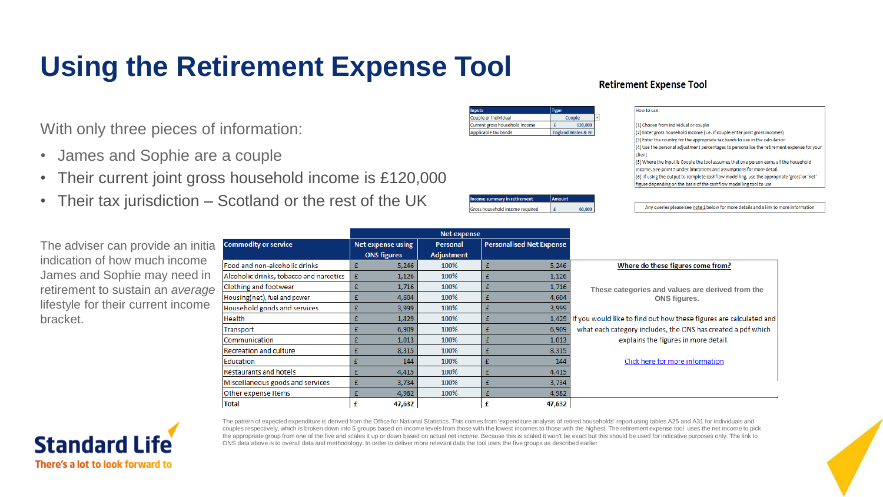# Using the Retirement Expense Tool

With only three pieces of information:

- James and Sophie are a couple
- Their current joint gross household income is £120,000
- Their tax jurisdiction – Scotland or the rest of the UK

The adviser can provide an initial indication of how much income James and Sophie may need in retirement to sustain an *average* lifestyle for their current income bracket.

## Retirement Expense Tool

| Inputs | Type |
|---|---|
| Couple or Individual | Couple |
| Current gross household income | £ 120,000 |
| Applicable tax bands | England Wales & NI |

How to use:

(1) Choose from Individual or couple
(2) Enter gross household income (i.e. if couple enter joint gross incomes)
(3) Enter the country for the appropriate tax bands to use in the calculation
(4) Use the personal adjustment percentages to personalise the retirement expense for your client
(5) Where the input is Couple the tool assumes that one person earns all the household income. See point 5 under limitations and assumptions for more detail.
(6) If using the output to complete cashflow modelling, use the appropriate 'gross' or 'net' figure depending on the basis of the cashflow modelling tool to use

| Income summary in retirement | Amount |
|---|---|
| Gross household income required | £ 60,000 |

Any queries please see note 1 below for more details and a link to more information

| Commodity or service | Net expense using ONS figures | Personal Adjustment | Personalised Net Expense |
|---|---|---|---|
| Food and non-alcoholic drinks | £ 5,246 | 100% | £ 5,246 |
| Alcoholic drinks, tobacco and narcotics | £ 1,126 | 100% | £ 1,126 |
| Clothing and footwear | £ 1,716 | 100% | £ 1,716 |
| Housing(net), fuel and power | £ 4,604 | 100% | £ 4,604 |
| Household goods and services | £ 3,999 | 100% | £ 3,999 |
| Health | £ 1,429 | 100% | £ 1,429 |
| Transport | £ 6,909 | 100% | £ 6,909 |
| Communication | £ 1,013 | 100% | £ 1,013 |
| Recreation and culture | £ 8,315 | 100% | £ 8,315 |
| Education | £ 144 | 100% | £ 144 |
| Restaurants and hotels | £ 4,415 | 100% | £ 4,415 |
| Miscellaneous goods and services | £ 3,734 | 100% | £ 3,734 |
| Other expense items | £ 4,982 | 100% | £ 4,982 |
| **Total** | **£ 47,632** | | **£ 47,632** |

**Where do these figures come from?**

**These categories and values are derived from the ONS figures.**

If you would like to find out how these figures are calculated and what each category includes, the ONS has created a pdf which explains the figures in more detail.

Click here for more information

The pattern of expected expenditure is derived from the Office for National Statistics. This comes from 'expenditure analysis of retired households' report using tables A25 and A31 for individuals and couples respectively, which is broken down into 5 groups based on income levels from those with the lowest incomes to those with the highest. The retirement expense tool uses the net income to pick the appropriate group from one of the five and scales it up or down based on actual net income. Because this is scaled it won't be exact but this should be used for indicative purposes only. The link to ONS data above is to overall data and methodology. In order to deliver more relevant data the tool uses the five groups as described earlier

Standard Life
There's a lot to look forward to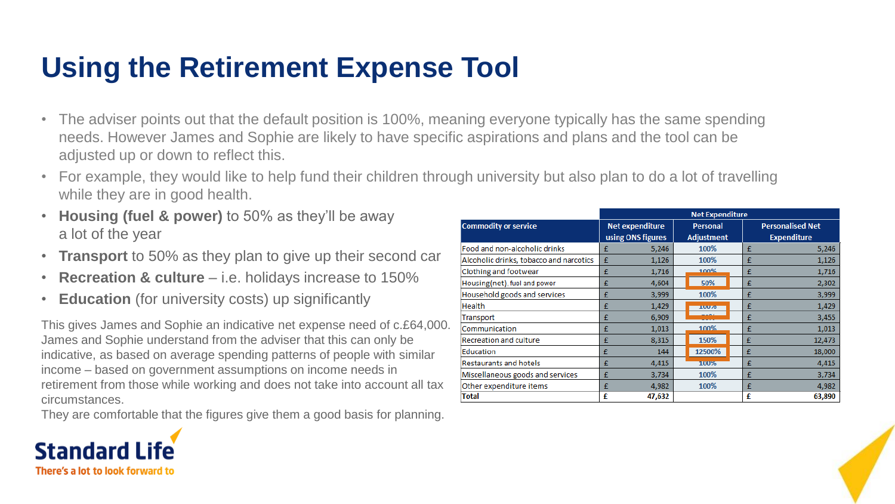# Using the Retirement Expense Tool

- The adviser points out that the default position is 100%, meaning everyone typically has the same spending needs. However James and Sophie are likely to have specific aspirations and plans and the tool can be adjusted up or down to reflect this.
- For example, they would like to help fund their children through university but also plan to do a lot of travelling while they are in good health.
- **Housing (fuel & power)** to 50% as they'll be away a lot of the year
- **Transport** to 50% as they plan to give up their second car
- **Recreation & culture** – i.e. holidays increase to 150%
- **Education** (for university costs) up significantly

This gives James and Sophie an indicative net expense need of c.£64,000. James and Sophie understand from the adviser that this can only be indicative, as based on average spending patterns of people with similar income – based on government assumptions on income needs in retirement from those while working and does not take into account all tax circumstances.

They are comfortable that the figures give them a good basis for planning.

| Commodity or service | Net Expenditure | | |
|---|---|---|---|
| | Net expenditure using ONS figures | Personal Adjustment | Personalised Net Expenditure |
| Food and non-alcoholic drinks | £ 5,246 | 100% | £ 5,246 |
| Alcoholic drinks, tobacco and narcotics | £ 1,126 | 100% | £ 1,126 |
| Clothing and footwear | £ 1,716 | 100% | £ 1,716 |
| Housing(net), fuel and power | £ 4,604 | 50% | £ 2,302 |
| Household goods and services | £ 3,999 | 100% | £ 3,999 |
| Health | £ 1,429 | 100% | £ 1,429 |
| Transport | £ 6,909 | 50% | £ 3,455 |
| Communication | £ 1,013 | 100% | £ 1,013 |
| Recreation and culture | £ 8,315 | 150% | £ 12,473 |
| Education | £ 144 | 12500% | £ 18,000 |
| Restaurants and hotels | £ 4,415 | 100% | £ 4,415 |
| Miscellaneous goods and services | £ 3,734 | 100% | £ 3,734 |
| Other expenditure items | £ 4,982 | 100% | £ 4,982 |
| **Total** | **£ 47,632** | | **£ 63,890** |

Standard Life
There's a lot to look forward to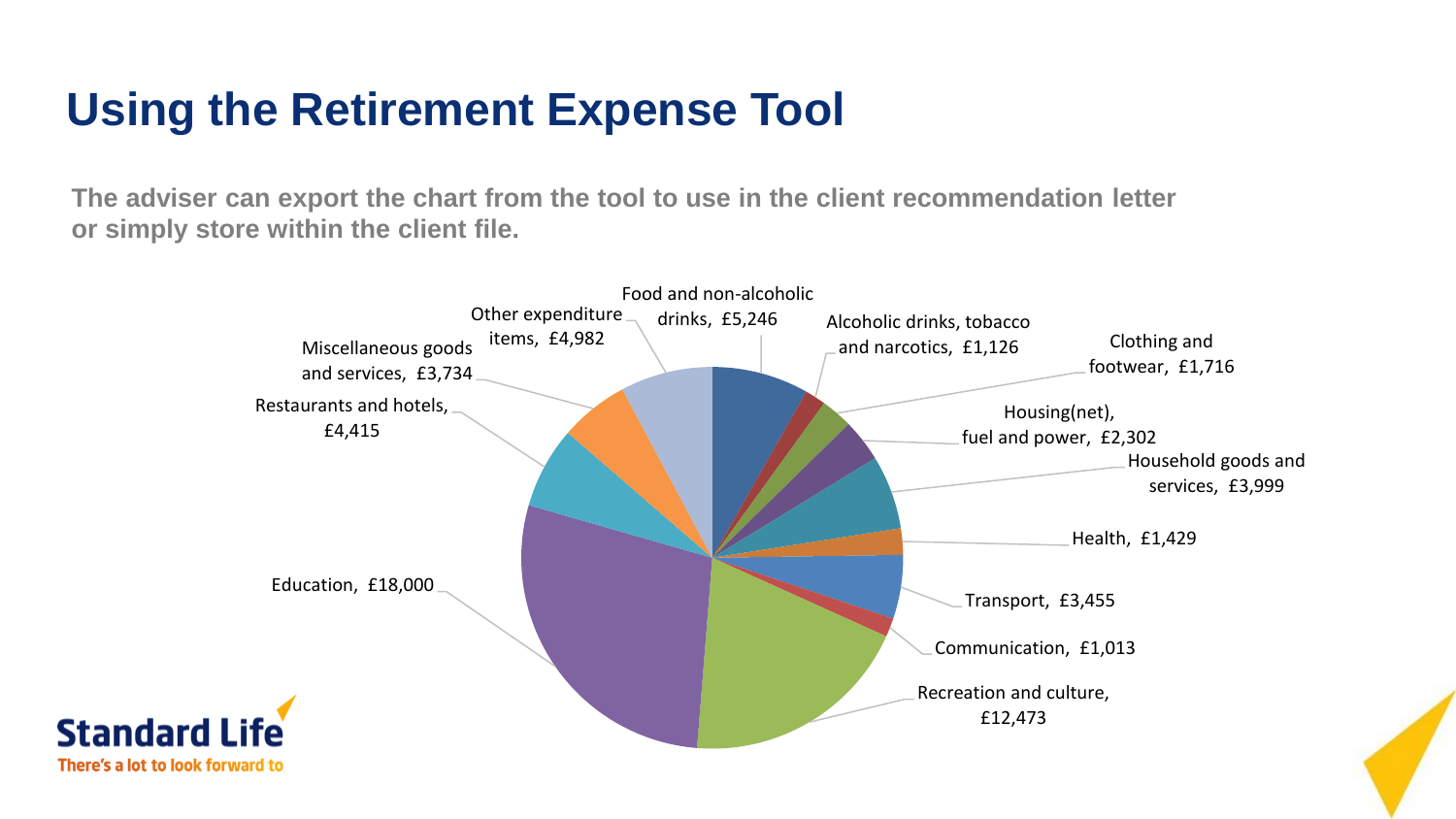# Using the Retirement Expense Tool

**The adviser can export the chart from the tool to use in the client recommendation letter or simply store within the client file.**

Food and non-alcoholic drinks, £5,246

Alcoholic drinks, tobacco and narcotics, £1,126

Clothing and footwear, £1,716

Housing(net), fuel and power, £2,302

Household goods and services, £3,999

Health, £1,429

Transport, £3,455

Communication, £1,013

Recreation and culture, £12,473

Education, £18,000

Restaurants and hotels, £4,415

Miscellaneous goods and services, £3,734

Other expenditure items, £4,982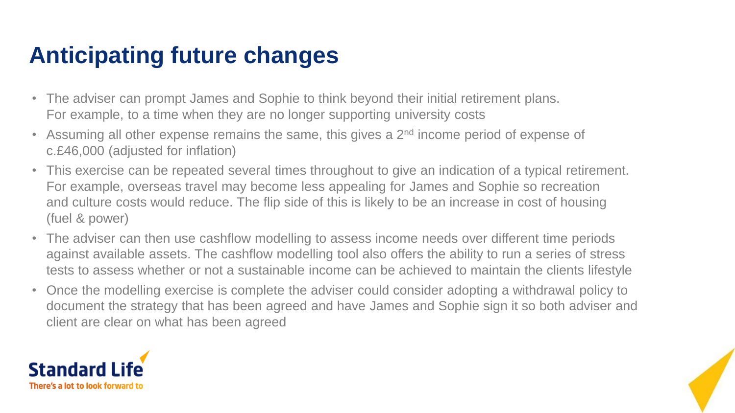# Anticipating future changes

- The adviser can prompt James and Sophie to think beyond their initial retirement plans. For example, to a time when they are no longer supporting university costs
- Assuming all other expense remains the same, this gives a 2nd income period of expense of c.£46,000 (adjusted for inflation)
- This exercise can be repeated several times throughout to give an indication of a typical retirement. For example, overseas travel may become less appealing for James and Sophie so recreation and culture costs would reduce. The flip side of this is likely to be an increase in cost of housing (fuel & power)
- The adviser can then use cashflow modelling to assess income needs over different time periods against available assets. The cashflow modelling tool also offers the ability to run a series of stress tests to assess whether or not a sustainable income can be achieved to maintain the clients lifestyle
- Once the modelling exercise is complete the adviser could consider adopting a withdrawal policy to document the strategy that has been agreed and have James and Sophie sign it so both adviser and client are clear on what has been agreed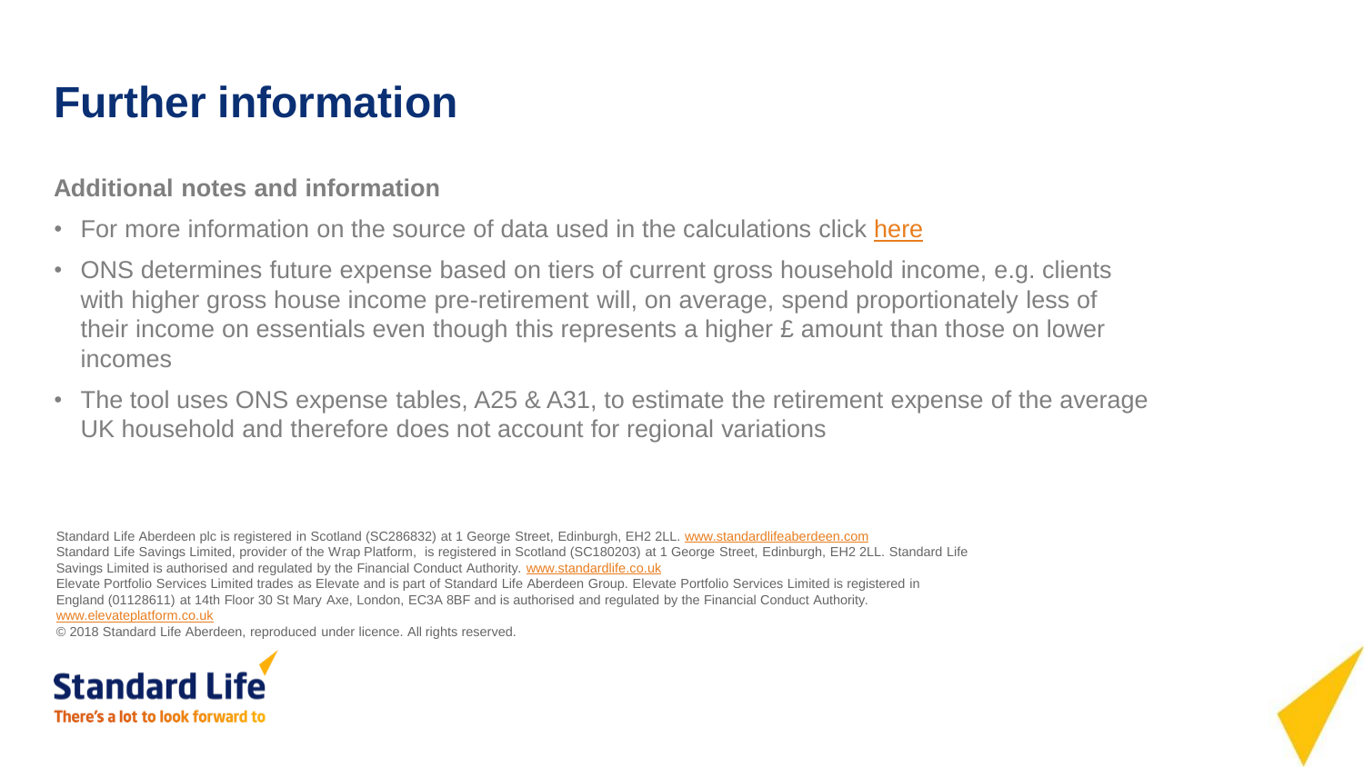# Further information

**Additional notes and information**

- For more information on the source of data used in the calculations click here
- ONS determines future expense based on tiers of current gross household income, e.g. clients with higher gross house income pre-retirement will, on average, spend proportionately less of their income on essentials even though this represents a higher £ amount than those on lower incomes
- The tool uses ONS expense tables, A25 & A31, to estimate the retirement expense of the average UK household and therefore does not account for regional variations

Standard Life Aberdeen plc is registered in Scotland (SC286832) at 1 George Street, Edinburgh, EH2 2LL. www.standardlifeaberdeen.com
Standard Life Savings Limited, provider of the Wrap Platform, is registered in Scotland (SC180203) at 1 George Street, Edinburgh, EH2 2LL. Standard Life Savings Limited is authorised and regulated by the Financial Conduct Authority. www.standardlife.co.uk
Elevate Portfolio Services Limited trades as Elevate and is part of Standard Life Aberdeen Group. Elevate Portfolio Services Limited is registered in England (01128611) at 14th Floor 30 St Mary Axe, London, EC3A 8BF and is authorised and regulated by the Financial Conduct Authority. www.elevateplatform.co.uk
© 2018 Standard Life Aberdeen, reproduced under licence. All rights reserved.

Standard Life
There's a lot to look forward to